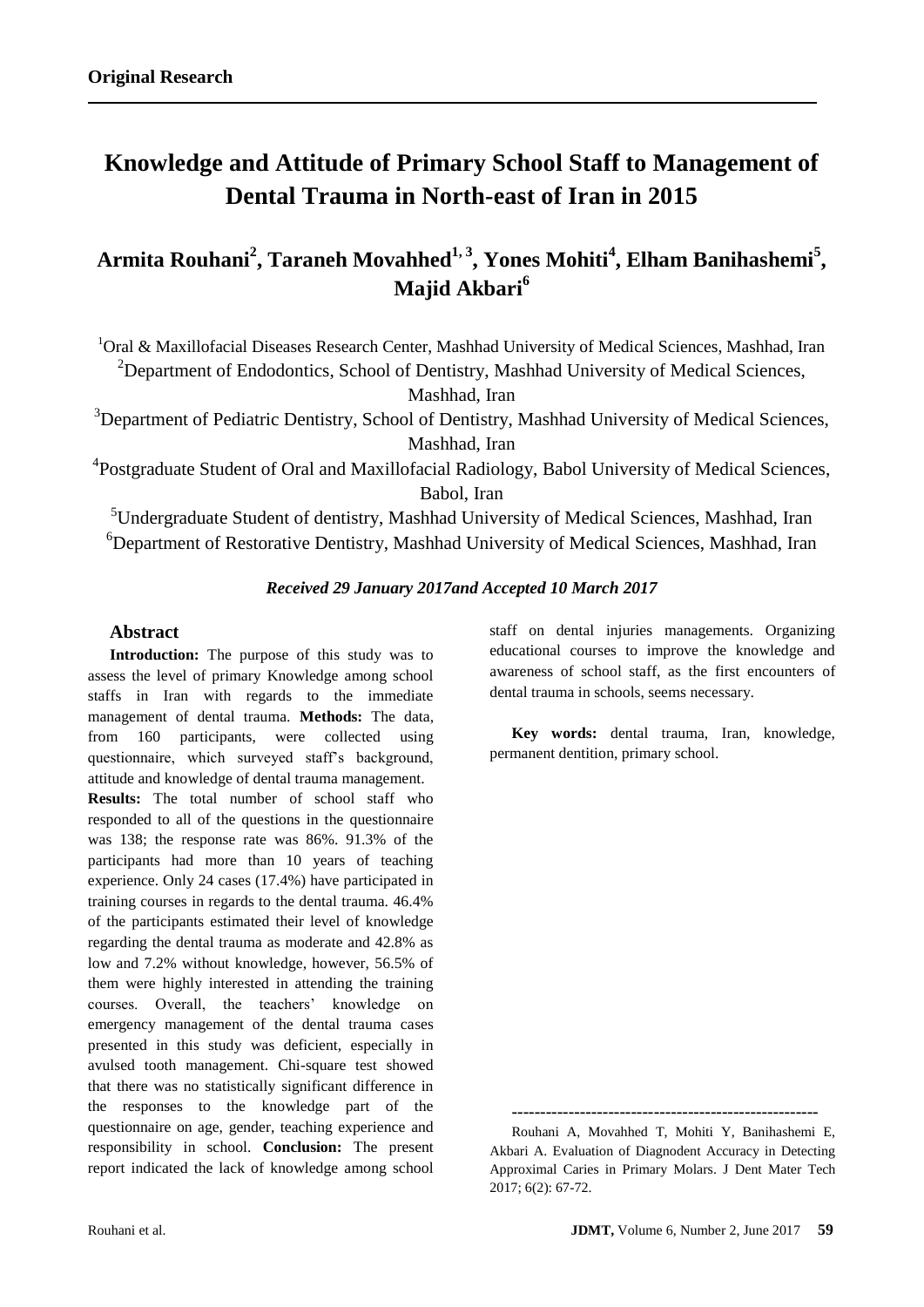**Original Research**

# Knowledge and Attitude of Primary School Staff to Management of Dental Trauma in North-east of Iran in 2015

## Armita Rouhani[2], Taraneh Movahhed[1, 3], Yones Mohiti[4], Elham Banihashemi[5], Majid Akbari[6]

[1]Oral & Maxillofacial Diseases Research Center, Mashhad University of Medical Sciences, Mashhad, Iran
[2]Department of Endodontics, School of Dentistry, Mashhad University of Medical Sciences, Mashhad, Iran
[3]Department of Pediatric Dentistry, School of Dentistry, Mashhad University of Medical Sciences, Mashhad, Iran
[4]Postgraduate Student of Oral and Maxillofacial Radiology, Babol University of Medical Sciences, Babol, Iran
[5]Undergraduate Student of dentistry, Mashhad University of Medical Sciences, Mashhad, Iran
[6]Department of Restorative Dentistry, Mashhad University of Medical Sciences, Mashhad, Iran

***Received 29 January 2017and Accepted 10 March 2017***

### Abstract

**Introduction:** The purpose of this study was to assess the level of primary Knowledge among school staffs in Iran with regards to the immediate management of dental trauma. **Methods:** The data, from 160 participants, were collected using questionnaire, which surveyed staff's background, attitude and knowledge of dental trauma management.
**Results:** The total number of school staff who responded to all of the questions in the questionnaire was 138; the response rate was 86%. 91.3% of the participants had more than 10 years of teaching experience. Only 24 cases (17.4%) have participated in training courses in regards to the dental trauma. 46.4% of the participants estimated their level of knowledge regarding the dental trauma as moderate and 42.8% as low and 7.2% without knowledge, however, 56.5% of them were highly interested in attending the training courses. Overall, the teachers' knowledge on emergency management of the dental trauma cases presented in this study was deficient, especially in avulsed tooth management. Chi-square test showed that there was no statistically significant difference in the responses to the knowledge part of the questionnaire on age, gender, teaching experience and responsibility in school. **Conclusion:** The present report indicated the lack of knowledge among school staff on dental injuries managements. Organizing educational courses to improve the knowledge and awareness of school staff, as the first encounters of dental trauma in schools, seems necessary.

**Key words:** dental trauma, Iran, knowledge, permanent dentition, primary school.

---

Rouhani A, Movahhed T, Mohiti Y, Banihashemi E, Akbari A. Evaluation of Diagnodent Accuracy in Detecting Approximal Caries in Primary Molars. J Dent Mater Tech 2017; 6(2): 67-72.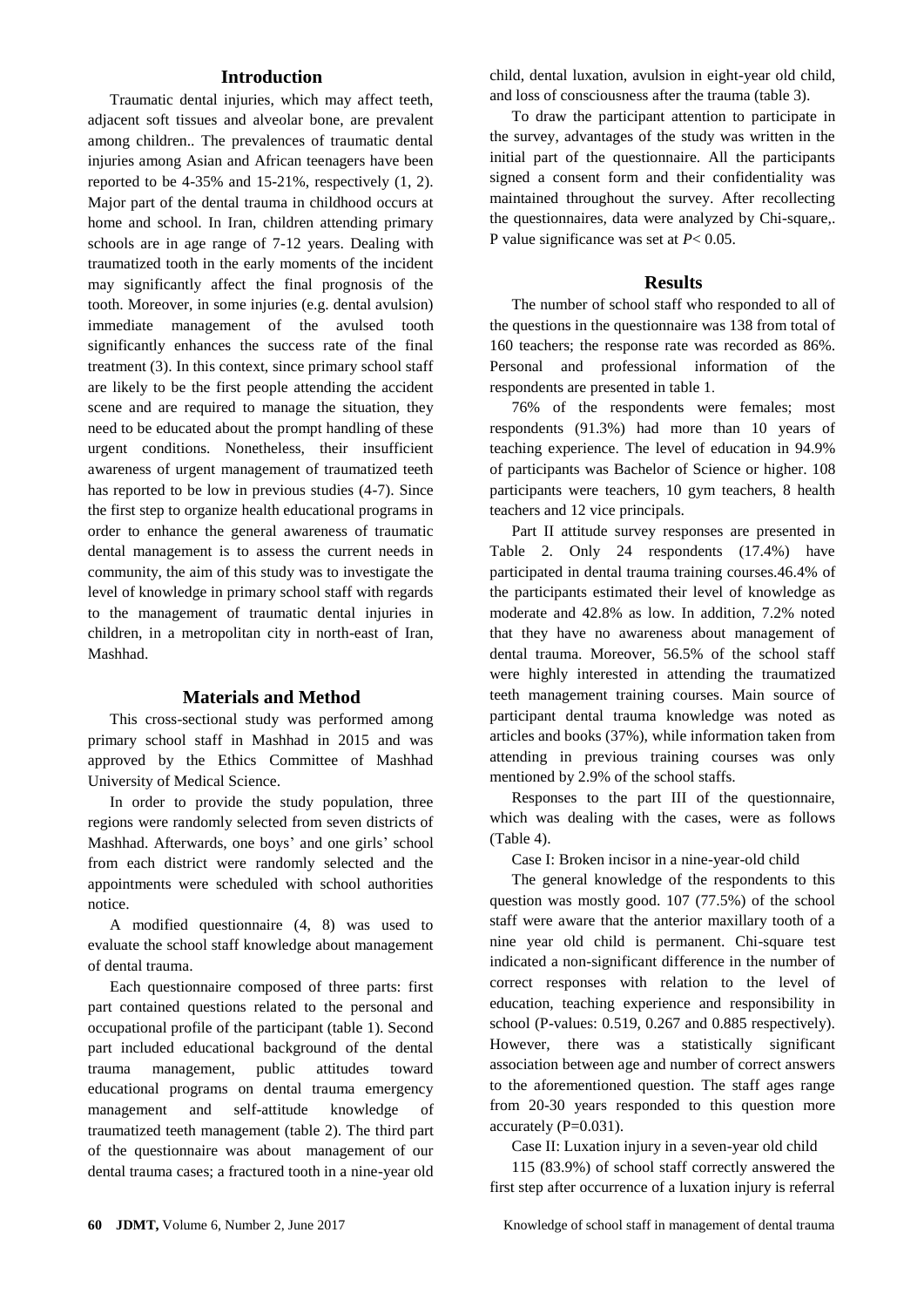## Introduction

Traumatic dental injuries, which may affect teeth, adjacent soft tissues and alveolar bone, are prevalent among children.. The prevalences of traumatic dental injuries among Asian and African teenagers have been reported to be 4-35% and 15-21%, respectively (1, 2). Major part of the dental trauma in childhood occurs at home and school. In Iran, children attending primary schools are in age range of 7-12 years. Dealing with traumatized tooth in the early moments of the incident may significantly affect the final prognosis of the tooth. Moreover, in some injuries (e.g. dental avulsion) immediate management of the avulsed tooth significantly enhances the success rate of the final treatment (3). In this context, since primary school staff are likely to be the first people attending the accident scene and are required to manage the situation, they need to be educated about the prompt handling of these urgent conditions. Nonetheless, their insufficient awareness of urgent management of traumatized teeth has reported to be low in previous studies (4-7). Since the first step to organize health educational programs in order to enhance the general awareness of traumatic dental management is to assess the current needs in community, the aim of this study was to investigate the level of knowledge in primary school staff with regards to the management of traumatic dental injuries in children, in a metropolitan city in north-east of Iran, Mashhad.

## Materials and Method

This cross-sectional study was performed among primary school staff in Mashhad in 2015 and was approved by the Ethics Committee of Mashhad University of Medical Science.

In order to provide the study population, three regions were randomly selected from seven districts of Mashhad. Afterwards, one boys' and one girls' school from each district were randomly selected and the appointments were scheduled with school authorities notice.

A modified questionnaire (4, 8) was used to evaluate the school staff knowledge about management of dental trauma.

Each questionnaire composed of three parts: first part contained questions related to the personal and occupational profile of the participant (table 1). Second part included educational background of the dental trauma management, public attitudes toward educational programs on dental trauma emergency management and self-attitude knowledge of traumatized teeth management (table 2). The third part of the questionnaire was about management of our dental trauma cases; a fractured tooth in a nine-year old child, dental luxation, avulsion in eight-year old child, and loss of consciousness after the trauma (table 3).

To draw the participant attention to participate in the survey, advantages of the study was written in the initial part of the questionnaire. All the participants signed a consent form and their confidentiality was maintained throughout the survey. After recollecting the questionnaires, data were analyzed by Chi-square,. P value significance was set at $P< 0.05$.

## Results

The number of school staff who responded to all of the questions in the questionnaire was 138 from total of 160 teachers; the response rate was recorded as 86%. Personal and professional information of the respondents are presented in table 1.

76% of the respondents were females; most respondents (91.3%) had more than 10 years of teaching experience. The level of education in 94.9% of participants was Bachelor of Science or higher. 108 participants were teachers, 10 gym teachers, 8 health teachers and 12 vice principals.

Part II attitude survey responses are presented in Table 2. Only 24 respondents (17.4%) have participated in dental trauma training courses.46.4% of the participants estimated their level of knowledge as moderate and 42.8% as low. In addition, 7.2% noted that they have no awareness about management of dental trauma. Moreover, 56.5% of the school staff were highly interested in attending the traumatized teeth management training courses. Main source of participant dental trauma knowledge was noted as articles and books (37%), while information taken from attending in previous training courses was only mentioned by 2.9% of the school staffs.

Responses to the part III of the questionnaire, which was dealing with the cases, were as follows (Table 4).

Case I: Broken incisor in a nine-year-old child

The general knowledge of the respondents to this question was mostly good. 107 (77.5%) of the school staff were aware that the anterior maxillary tooth of a nine year old child is permanent. Chi-square test indicated a non-significant difference in the number of correct responses with relation to the level of education, teaching experience and responsibility in school (P-values: 0.519, 0.267 and 0.885 respectively). However, there was a statistically significant association between age and number of correct answers to the aforementioned question. The staff ages range from 20-30 years responded to this question more accurately (P=0.031).

Case II: Luxation injury in a seven-year old child

115 (83.9%) of school staff correctly answered the first step after occurrence of a luxation injury is referral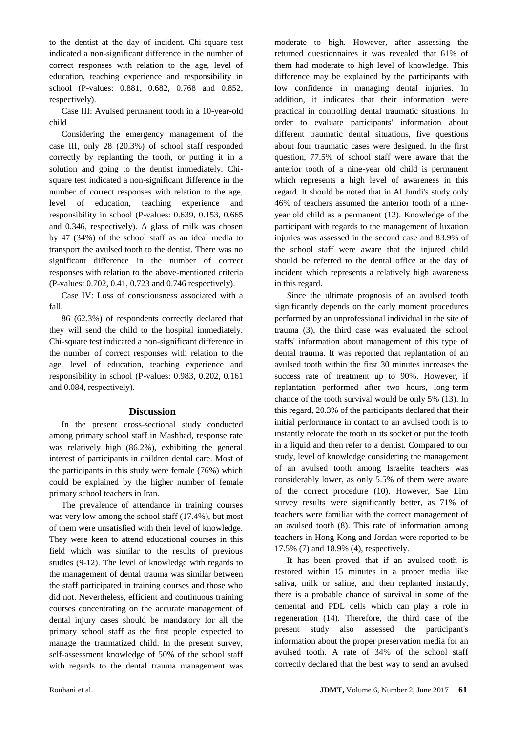to the dentist at the day of incident. Chi-square test indicated a non-significant difference in the number of correct responses with relation to the age, level of education, teaching experience and responsibility in school (P-values: 0.881, 0.682, 0.768 and 0.852, respectively).

Case III: Avulsed permanent tooth in a 10-year-old child

Considering the emergency management of the case III, only 28 (20.3%) of school staff responded correctly by replanting the tooth, or putting it in a solution and going to the dentist immediately. Chi-square test indicated a non-significant difference in the number of correct responses with relation to the age, level of education, teaching experience and responsibility in school (P-values: 0.639, 0.153, 0.665 and 0.346, respectively). A glass of milk was chosen by 47 (34%) of the school staff as an ideal media to transport the avulsed tooth to the dentist. There was no significant difference in the number of correct responses with relation to the above-mentioned criteria (P-values: 0.702, 0.41, 0.723 and 0.746 respectively).

Case IV: Loss of consciousness associated with a fall.

86 (62.3%) of respondents correctly declared that they will send the child to the hospital immediately. Chi-square test indicated a non-significant difference in the number of correct responses with relation to the age, level of education, teaching experience and responsibility in school (P-values: 0.983, 0.202, 0.161 and 0.084, respectively).

## Discussion

In the present cross-sectional study conducted among primary school staff in Mashhad, response rate was relatively high (86.2%), exhibiting the general interest of participants in children dental care. Most of the participants in this study were female (76%) which could be explained by the higher number of female primary school teachers in Iran.

The prevalence of attendance in training courses was very low among the school staff (17.4%), but most of them were unsatisfied with their level of knowledge. They were keen to attend educational courses in this field which was similar to the results of previous studies (9-12). The level of knowledge with regards to the management of dental trauma was similar between the staff participated in training courses and those who did not. Nevertheless, efficient and continuous training courses concentrating on the accurate management of dental injury cases should be mandatory for all the primary school staff as the first people expected to manage the traumatized child. In the present survey, self-assessment knowledge of 50% of the school staff with regards to the dental trauma management was moderate to high. However, after assessing the returned questionnaires it was revealed that 61% of them had moderate to high level of knowledge. This difference may be explained by the participants with low confidence in managing dental injuries. In addition, it indicates that their information were practical in controlling dental traumatic situations. In order to evaluate participants' information about different traumatic dental situations, five questions about four traumatic cases were designed. In the first question, 77.5% of school staff were aware that the anterior tooth of a nine-year old child is permanent which represents a high level of awareness in this regard. It should be noted that in Al Jundi's study only 46% of teachers assumed the anterior tooth of a nine-year old child as a permanent (12). Knowledge of the participant with regards to the management of luxation injuries was assessed in the second case and 83.9% of the school staff were aware that the injured child should be referred to the dental office at the day of incident which represents a relatively high awareness in this regard.

Since the ultimate prognosis of an avulsed tooth significantly depends on the early moment procedures performed by an unprofessional individual in the site of trauma (3), the third case was evaluated the school staffs' information about management of this type of dental trauma. It was reported that replantation of an avulsed tooth within the first 30 minutes increases the success rate of treatment up to 90%. However, if replantation performed after two hours, long-term chance of the tooth survival would be only 5% (13). In this regard, 20.3% of the participants declared that their initial performance in contact to an avulsed tooth is to instantly relocate the tooth in its socket or put the tooth in a liquid and then refer to a dentist. Compared to our study, level of knowledge considering the management of an avulsed tooth among Israelite teachers was considerably lower, as only 5.5% of them were aware of the correct procedure (10). However, Sae Lim survey results were significantly better, as 71% of teachers were familiar with the correct management of an avulsed tooth (8). This rate of information among teachers in Hong Kong and Jordan were reported to be 17.5% (7) and 18.9% (4), respectively.

It has been proved that if an avulsed tooth is restored within 15 minutes in a proper media like saliva, milk or saline, and then replanted instantly, there is a probable chance of survival in some of the cemental and PDL cells which can play a role in regeneration (14). Therefore, the third case of the present study also assessed the participant's information about the proper preservation media for an avulsed tooth. A rate of 34% of the school staff correctly declared that the best way to send an avulsed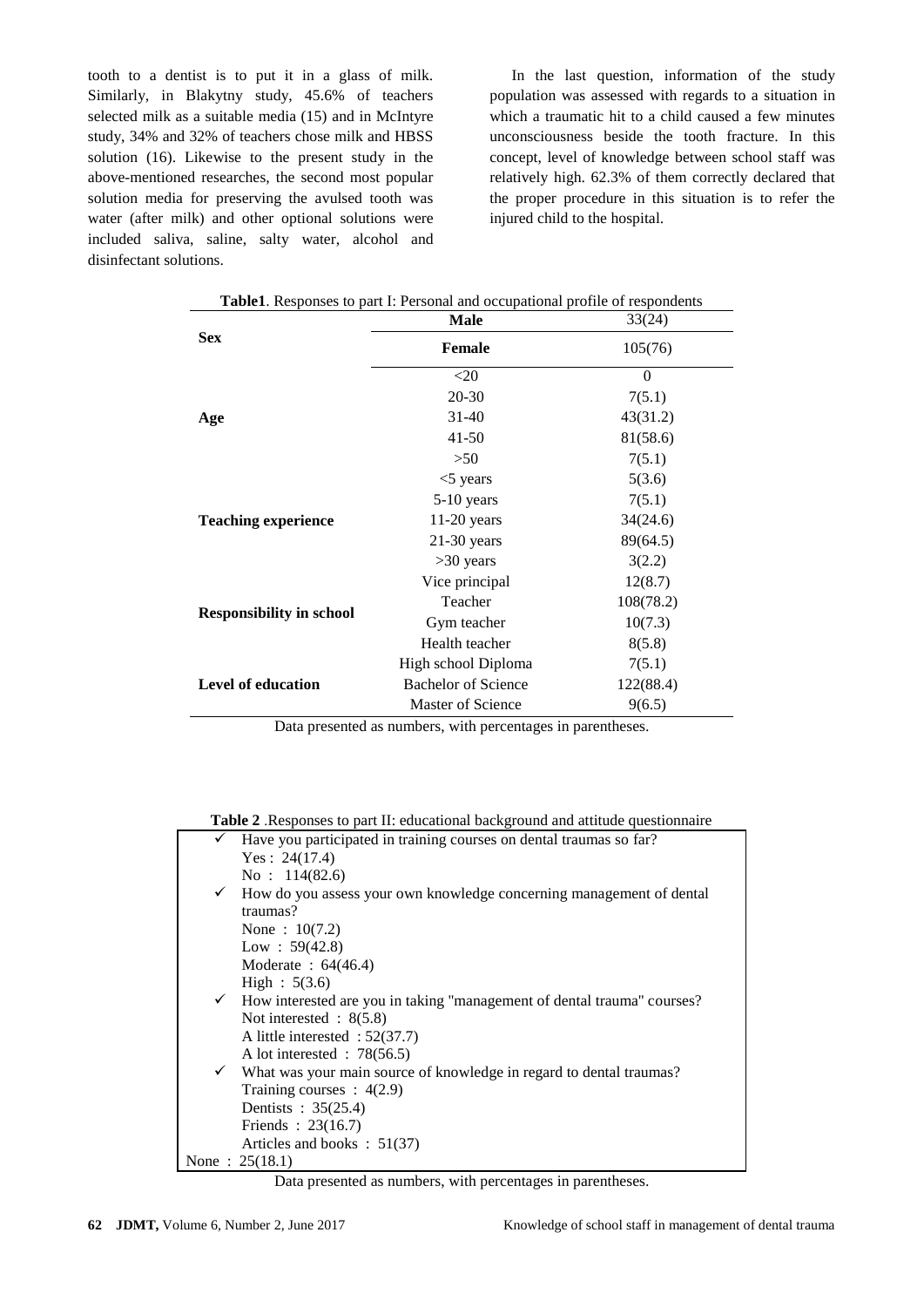tooth to a dentist is to put it in a glass of milk. Similarly, in Blakytny study, 45.6% of teachers selected milk as a suitable media (15) and in McIntyre study, 34% and 32% of teachers chose milk and HBSS solution (16). Likewise to the present study in the above-mentioned researches, the second most popular solution media for preserving the avulsed tooth was water (after milk) and other optional solutions were included saliva, saline, salty water, alcohol and disinfectant solutions.

In the last question, information of the study population was assessed with regards to a situation in which a traumatic hit to a child caused a few minutes unconsciousness beside the tooth fracture. In this concept, level of knowledge between school staff was relatively high. 62.3% of them correctly declared that the proper procedure in this situation is to refer the injured child to the hospital.

**Table1**. Responses to part I: Personal and occupational profile of respondents

| | | |
|---|---|---|
| **Sex** | **Male** | 33(24) |
| | **Female** | 105(76) |
| **Age** | <20 | 0 |
| | 20-30 | 7(5.1) |
| | 31-40 | 43(31.2) |
| | 41-50 | 81(58.6) |
| | >50 | 7(5.1) |
| **Teaching experience** | <5 years | 5(3.6) |
| | 5-10 years | 7(5.1) |
| | 11-20 years | 34(24.6) |
| | 21-30 years | 89(64.5) |
| | >30 years | 3(2.2) |
| **Responsibility in school** | Vice principal | 12(8.7) |
| | Teacher | 108(78.2) |
| | Gym teacher | 10(7.3) |
| | Health teacher | 8(5.8) |
| **Level of education** | High school Diploma | 7(5.1) |
| | Bachelor of Science | 122(88.4) |
| | Master of Science | 9(6.5) |

Data presented as numbers, with percentages in parentheses.

**Table 2** .Responses to part II: educational background and attitude questionnaire

- ✓ Have you participated in training courses on dental traumas so far?
  - Yes : 24(17.4)
  - No : 114(82.6)
- ✓ How do you assess your own knowledge concerning management of dental traumas?
  - None : 10(7.2)
  - Low : 59(42.8)
  - Moderate : 64(46.4)
  - High : 5(3.6)
- ✓ How interested are you in taking "management of dental trauma" courses?
  - Not interested : 8(5.8)
  - A little interested : 52(37.7)
  - A lot interested : 78(56.5)
- ✓ What was your main source of knowledge in regard to dental traumas?
  - Training courses : 4(2.9)
  - Dentists : 35(25.4)
  - Friends : 23(16.7)
  - Articles and books : 51(37)

None : 25(18.1)

Data presented as numbers, with percentages in parentheses.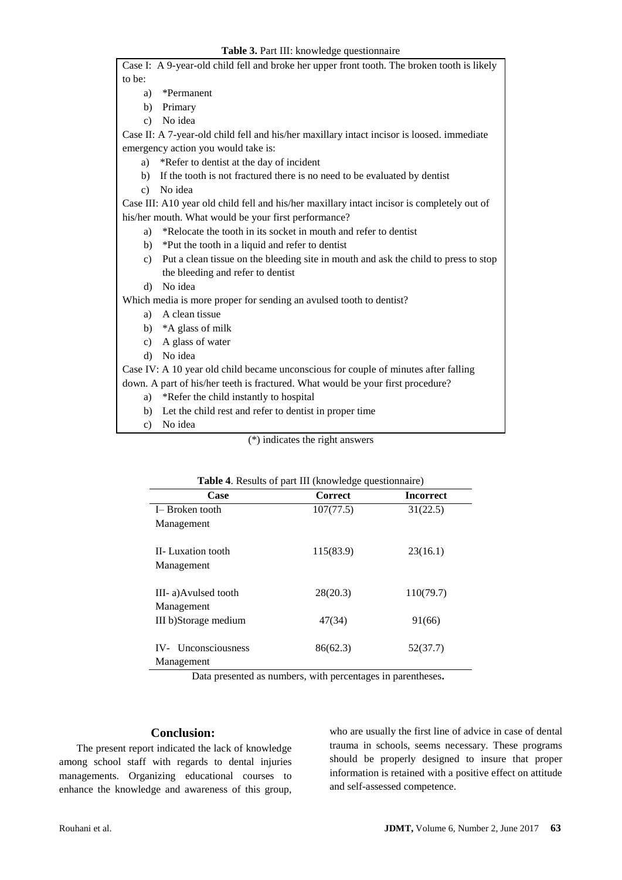**Table 3.** Part III: knowledge questionnaire

Case I: A 9-year-old child fell and broke her upper front tooth. The broken tooth is likely to be:

a) *Permanent
b) Primary
c) No idea

Case II: A 7-year-old child fell and his/her maxillary intact incisor is loosed. immediate emergency action you would take is:

a) *Refer to dentist at the day of incident
b) If the tooth is not fractured there is no need to be evaluated by dentist
c) No idea

Case III: A10 year old child fell and his/her maxillary intact incisor is completely out of his/her mouth. What would be your first performance?

a) *Relocate the tooth in its socket in mouth and refer to dentist
b) *Put the tooth in a liquid and refer to dentist
c) Put a clean tissue on the bleeding site in mouth and ask the child to press to stop the bleeding and refer to dentist
d) No idea

Which media is more proper for sending an avulsed tooth to dentist?

a) A clean tissue
b) *A glass of milk
c) A glass of water
d) No idea

Case IV: A 10 year old child became unconscious for couple of minutes after falling down. A part of his/her teeth is fractured. What would be your first procedure?

a) *Refer the child instantly to hospital
b) Let the child rest and refer to dentist in proper time
c) No idea

(*) indicates the right answers

**Table 4**. Results of part III (knowledge questionnaire)

| Case | Correct | Incorrect |
|---|---|---|
| I– Broken tooth Management | 107(77.5) | 31(22.5) |
| II- Luxation tooth Management | 115(83.9) | 23(16.1) |
| III- a)Avulsed tooth Management | 28(20.3) | 110(79.7) |
| III b)Storage medium | 47(34) | 91(66) |
| IV- Unconsciousness Management | 86(62.3) | 52(37.7) |

Data presented as numbers, with percentages in parentheses.

## Conclusion:

The present report indicated the lack of knowledge among school staff with regards to dental injuries managements. Organizing educational courses to enhance the knowledge and awareness of this group, who are usually the first line of advice in case of dental trauma in schools, seems necessary. These programs should be properly designed to insure that proper information is retained with a positive effect on attitude and self-assessed competence.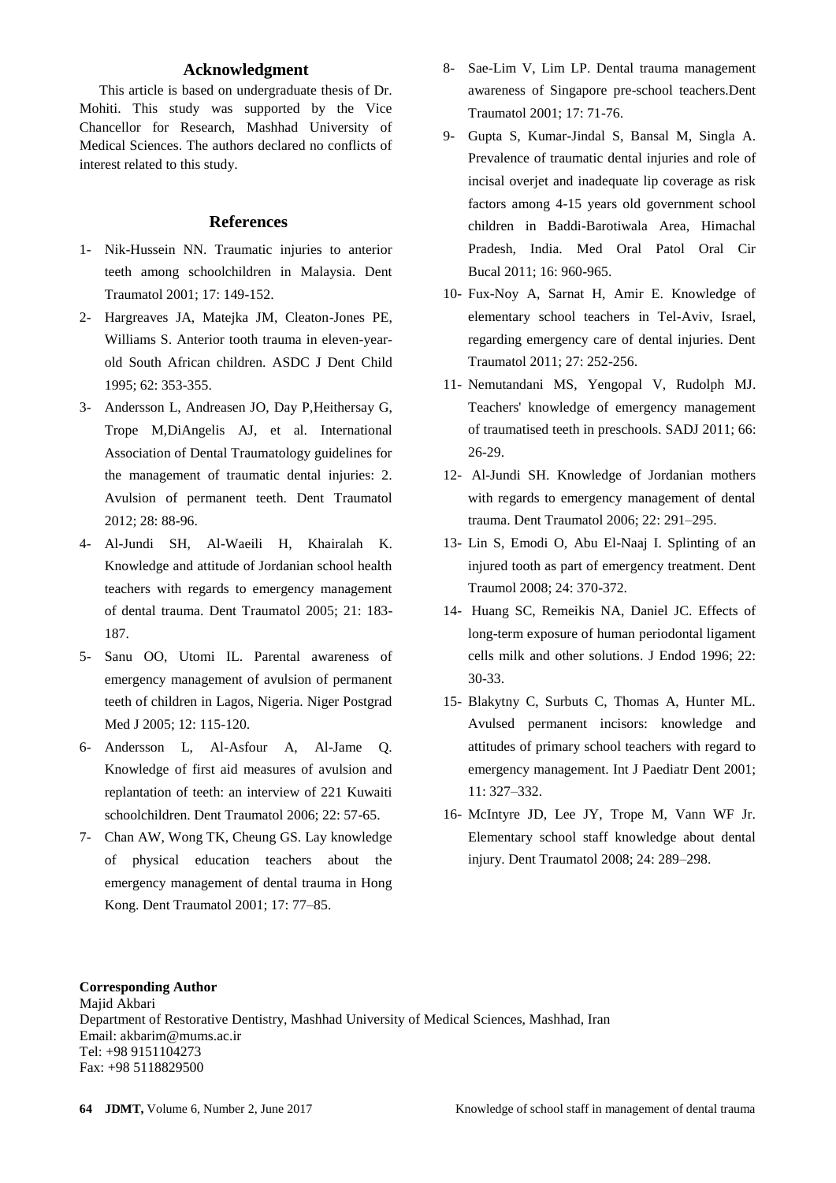## Acknowledgment

This article is based on undergraduate thesis of Dr. Mohiti. This study was supported by the Vice Chancellor for Research, Mashhad University of Medical Sciences. The authors declared no conflicts of interest related to this study.

## References

1- Nik-Hussein NN. Traumatic injuries to anterior teeth among schoolchildren in Malaysia. Dent Traumatol 2001; 17: 149-152.

2- Hargreaves JA, Matejka JM, Cleaton-Jones PE, Williams S. Anterior tooth trauma in eleven-year-old South African children. ASDC J Dent Child 1995; 62: 353-355.

3- Andersson L, Andreasen JO, Day P,Heithersay G, Trope M,DiAngelis AJ, et al. International Association of Dental Traumatology guidelines for the management of traumatic dental injuries: 2. Avulsion of permanent teeth. Dent Traumatol 2012; 28: 88-96.

4- Al-Jundi SH, Al-Waeili H, Khairalah K. Knowledge and attitude of Jordanian school health teachers with regards to emergency management of dental trauma. Dent Traumatol 2005; 21: 183-187.

5- Sanu OO, Utomi IL. Parental awareness of emergency management of avulsion of permanent teeth of children in Lagos, Nigeria. Niger Postgrad Med J 2005; 12: 115-120.

6- Andersson L, Al-Asfour A, Al-Jame Q. Knowledge of first aid measures of avulsion and replantation of teeth: an interview of 221 Kuwaiti schoolchildren. Dent Traumatol 2006; 22: 57-65.

7- Chan AW, Wong TK, Cheung GS. Lay knowledge of physical education teachers about the emergency management of dental trauma in Hong Kong. Dent Traumatol 2001; 17: 77–85.

8- Sae-Lim V, Lim LP. Dental trauma management awareness of Singapore pre-school teachers.Dent Traumatol 2001; 17: 71-76.

9- Gupta S, Kumar-Jindal S, Bansal M, Singla A. Prevalence of traumatic dental injuries and role of incisal overjet and inadequate lip coverage as risk factors among 4-15 years old government school children in Baddi-Barotiwala Area, Himachal Pradesh, India. Med Oral Patol Oral Cir Bucal 2011; 16: 960-965.

10- Fux-Noy A, Sarnat H, Amir E. Knowledge of elementary school teachers in Tel-Aviv, Israel, regarding emergency care of dental injuries. Dent Traumatol 2011; 27: 252-256.

11- Nemutandani MS, Yengopal V, Rudolph MJ. Teachers' knowledge of emergency management of traumatised teeth in preschools. SADJ 2011; 66: 26-29.

12- Al-Jundi SH. Knowledge of Jordanian mothers with regards to emergency management of dental trauma. Dent Traumatol 2006; 22: 291–295.

13- Lin S, Emodi O, Abu El-Naaj I. Splinting of an injured tooth as part of emergency treatment. Dent Traumol 2008; 24: 370-372.

14- Huang SC, Remeikis NA, Daniel JC. Effects of long-term exposure of human periodontal ligament cells milk and other solutions. J Endod 1996; 22: 30-33.

15- Blakytny C, Surbuts C, Thomas A, Hunter ML. Avulsed permanent incisors: knowledge and attitudes of primary school teachers with regard to emergency management. Int J Paediatr Dent 2001; 11: 327–332.

16- McIntyre JD, Lee JY, Trope M, Vann WF Jr. Elementary school staff knowledge about dental injury. Dent Traumatol 2008; 24: 289–298.

**Corresponding Author**
Majid Akbari
Department of Restorative Dentistry, Mashhad University of Medical Sciences, Mashhad, Iran
Email: akbarim@mums.ac.ir
Tel: +98 9151104273
Fax: +98 5118829500